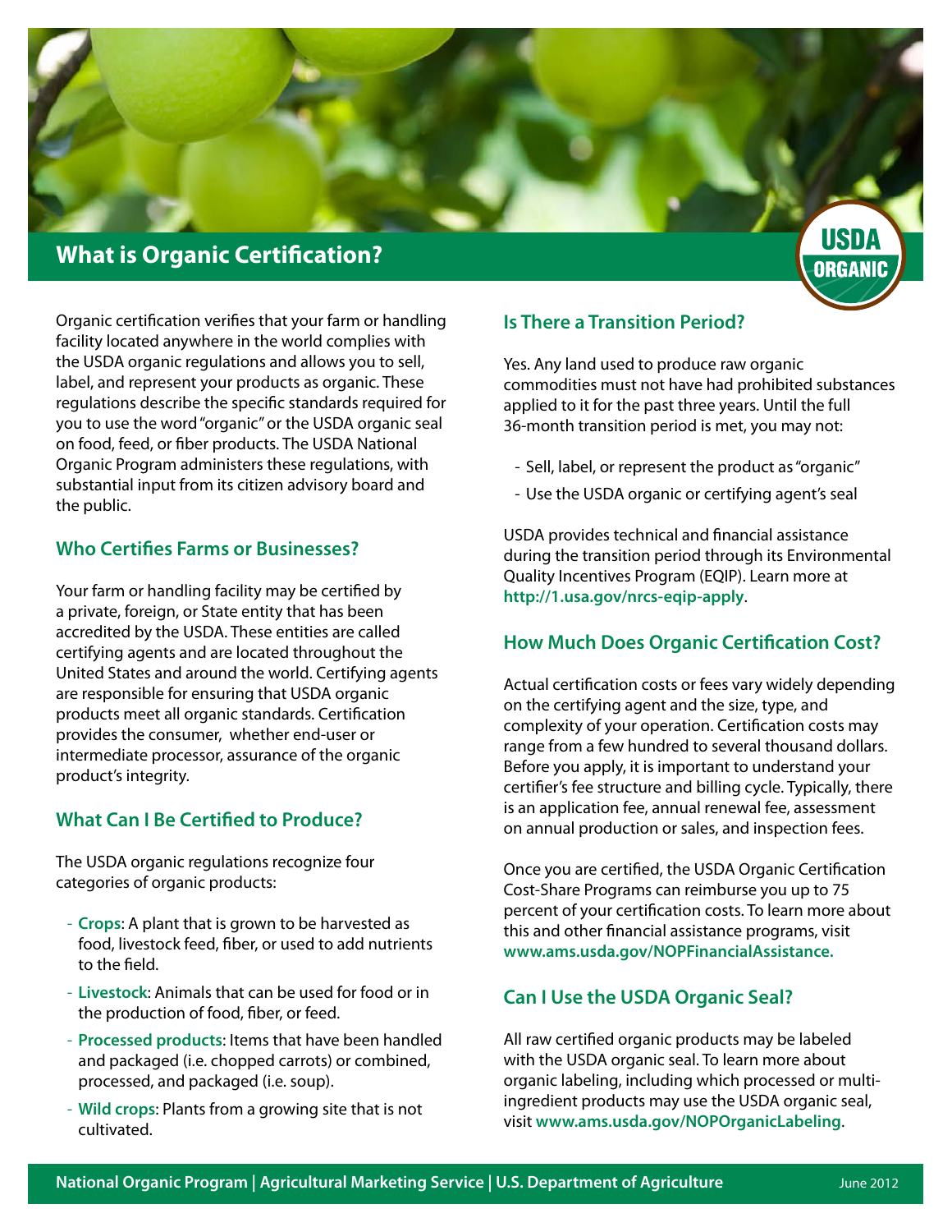# What is Organic Certification?

Organic certification verifies that your farm or handling facility located anywhere in the world complies with the USDA organic regulations and allows you to sell, label, and represent your products as organic. These regulations describe the specific standards required for you to use the word "organic" or the USDA organic seal on food, feed, or fiber products. The USDA National Organic Program administers these regulations, with substantial input from its citizen advisory board and the public.

## Who Certifies Farms or Businesses?

Your farm or handling facility may be certified by a private, foreign, or State entity that has been accredited by the USDA. These entities are called certifying agents and are located throughout the United States and around the world. Certifying agents are responsible for ensuring that USDA organic products meet all organic standards. Certification provides the consumer, whether end-user or intermediate processor, assurance of the organic product's integrity.

## What Can I Be Certified to Produce?

The USDA organic regulations recognize four categories of organic products:

- **Crops**: A plant that is grown to be harvested as food, livestock feed, fiber, or used to add nutrients to the field.
- **Livestock**: Animals that can be used for food or in the production of food, fiber, or feed.
- **Processed products**: Items that have been handled and packaged (i.e. chopped carrots) or combined, processed, and packaged (i.e. soup).
- **Wild crops**: Plants from a growing site that is not cultivated.

## Is There a Transition Period?

Yes. Any land used to produce raw organic commodities must not have had prohibited substances applied to it for the past three years. Until the full 36-month transition period is met, you may not:

- Sell, label, or represent the product as "organic"
- Use the USDA organic or certifying agent's seal

USDA provides technical and financial assistance during the transition period through its Environmental Quality Incentives Program (EQIP). Learn more at **http://1.usa.gov/nrcs-eqip-apply**.

## How Much Does Organic Certification Cost?

Actual certification costs or fees vary widely depending on the certifying agent and the size, type, and complexity of your operation. Certification costs may range from a few hundred to several thousand dollars. Before you apply, it is important to understand your certifier's fee structure and billing cycle. Typically, there is an application fee, annual renewal fee, assessment on annual production or sales, and inspection fees.

Once you are certified, the USDA Organic Certification Cost-Share Programs can reimburse you up to 75 percent of your certification costs. To learn more about this and other financial assistance programs, visit **www.ams.usda.gov/NOPFinancialAssistance.**

## Can I Use the USDA Organic Seal?

All raw certified organic products may be labeled with the USDA organic seal. To learn more about organic labeling, including which processed or multi-ingredient products may use the USDA organic seal, visit **www.ams.usda.gov/NOPOrganicLabeling**.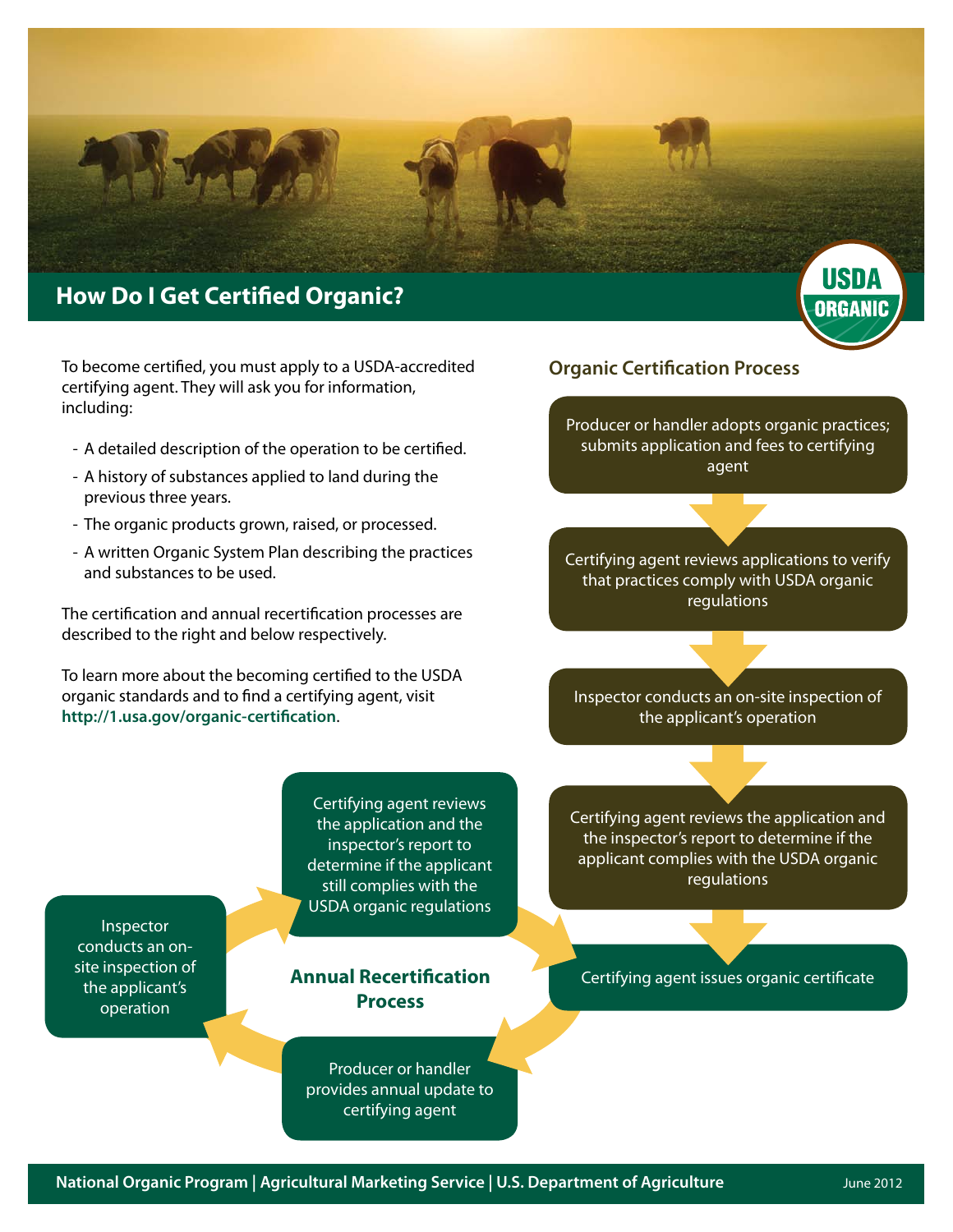## How Do I Get Certified Organic?

To become certified, you must apply to a USDA-accredited certifying agent. They will ask you for information, including:

- A detailed description of the operation to be certified.
- A history of substances applied to land during the previous three years.
- The organic products grown, raised, or processed.
- A written Organic System Plan describing the practices and substances to be used.

The certification and annual recertification processes are described to the right and below respectively.

To learn more about the becoming certified to the USDA organic standards and to find a certifying agent, visit **http://1.usa.gov/organic-certification**.

### Organic Certification Process

Producer or handler adopts organic practices; submits application and fees to certifying agent

Certifying agent reviews applications to verify that practices comply with USDA organic regulations

Inspector conducts an on-site inspection of the applicant's operation

Certifying agent reviews the application and the inspector's report to determine if the applicant complies with the USDA organic regulations

Certifying agent issues organic certificate

### Annual Recertification Process

Producer or handler provides annual update to certifying agent

Inspector conducts an on-site inspection of the applicant's operation

Certifying agent reviews the application and the inspector's report to determine if the applicant still complies with the USDA organic regulations

National Organic Program | Agricultural Marketing Service | U.S. Department of Agriculture

June 2012